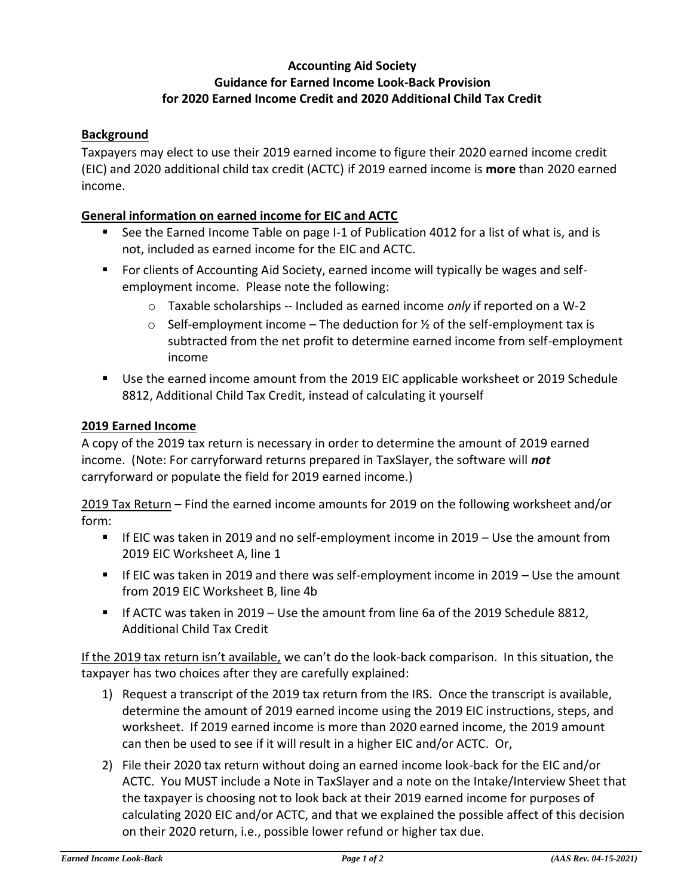**Accounting Aid Society**
**Guidance for Earned Income Look-Back Provision**
**for 2020 Earned Income Credit and 2020 Additional Child Tax Credit**

## Background

Taxpayers may elect to use their 2019 earned income to figure their 2020 earned income credit (EIC) and 2020 additional child tax credit (ACTC) if 2019 earned income is **more** than 2020 earned income.

## General information on earned income for EIC and ACTC

- See the Earned Income Table on page I-1 of Publication 4012 for a list of what is, and is not, included as earned income for the EIC and ACTC.
- For clients of Accounting Aid Society, earned income will typically be wages and self-employment income. Please note the following:
  - Taxable scholarships -- Included as earned income *only* if reported on a W-2
  - Self-employment income – The deduction for ½ of the self-employment tax is subtracted from the net profit to determine earned income from self-employment income
- Use the earned income amount from the 2019 EIC applicable worksheet or 2019 Schedule 8812, Additional Child Tax Credit, instead of calculating it yourself

## 2019 Earned Income

A copy of the 2019 tax return is necessary in order to determine the amount of 2019 earned income. (Note: For carryforward returns prepared in TaxSlayer, the software will ***not*** carryforward or populate the field for 2019 earned income.)

2019 Tax Return – Find the earned income amounts for 2019 on the following worksheet and/or form:

- If EIC was taken in 2019 and no self-employment income in 2019 – Use the amount from 2019 EIC Worksheet A, line 1
- If EIC was taken in 2019 and there was self-employment income in 2019 – Use the amount from 2019 EIC Worksheet B, line 4b
- If ACTC was taken in 2019 – Use the amount from line 6a of the 2019 Schedule 8812, Additional Child Tax Credit

If the 2019 tax return isn't available, we can't do the look-back comparison. In this situation, the taxpayer has two choices after they are carefully explained:

1) Request a transcript of the 2019 tax return from the IRS. Once the transcript is available, determine the amount of 2019 earned income using the 2019 EIC instructions, steps, and worksheet. If 2019 earned income is more than 2020 earned income, the 2019 amount can then be used to see if it will result in a higher EIC and/or ACTC. Or,
2) File their 2020 tax return without doing an earned income look-back for the EIC and/or ACTC. You MUST include a Note in TaxSlayer and a note on the Intake/Interview Sheet that the taxpayer is choosing not to look back at their 2019 earned income for purposes of calculating 2020 EIC and/or ACTC, and that we explained the possible affect of this decision on their 2020 return, i.e., possible lower refund or higher tax due.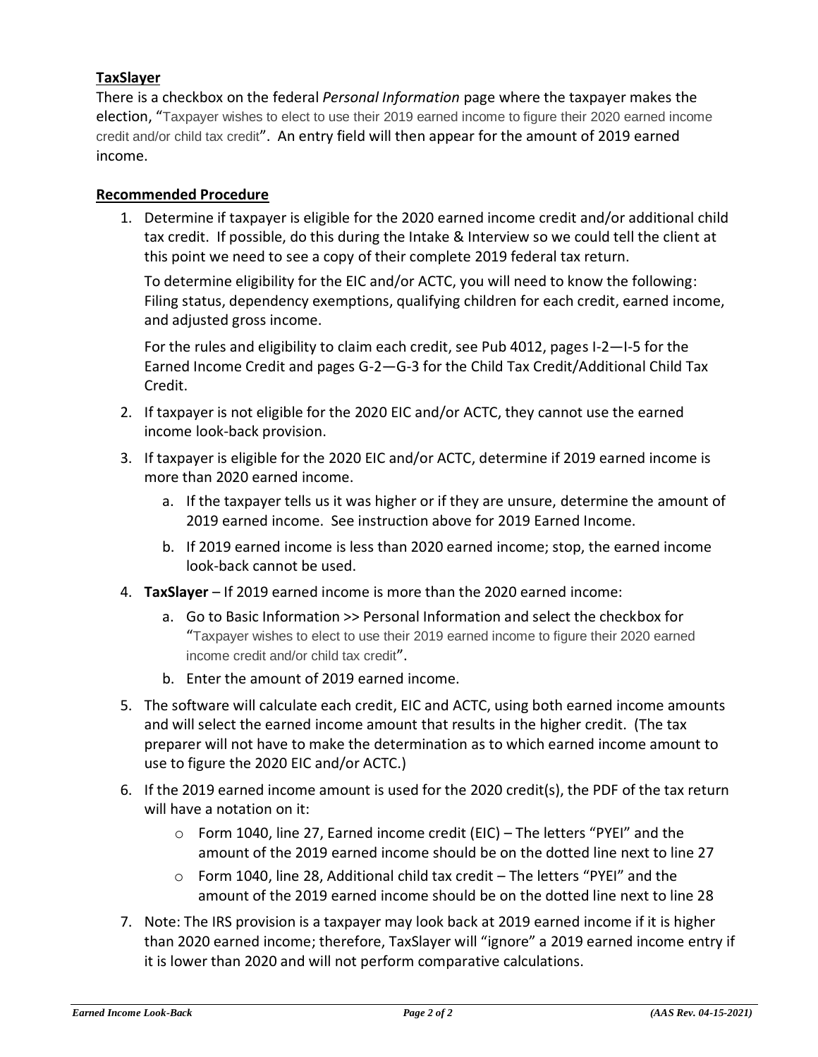**TaxSlayer**

There is a checkbox on the federal *Personal Information* page where the taxpayer makes the election, "Taxpayer wishes to elect to use their 2019 earned income to figure their 2020 earned income credit and/or child tax credit". An entry field will then appear for the amount of 2019 earned income.

**Recommended Procedure**

1. Determine if taxpayer is eligible for the 2020 earned income credit and/or additional child tax credit. If possible, do this during the Intake & Interview so we could tell the client at this point we need to see a copy of their complete 2019 federal tax return.

   To determine eligibility for the EIC and/or ACTC, you will need to know the following: Filing status, dependency exemptions, qualifying children for each credit, earned income, and adjusted gross income.

   For the rules and eligibility to claim each credit, see Pub 4012, pages I-2—I-5 for the Earned Income Credit and pages G-2—G-3 for the Child Tax Credit/Additional Child Tax Credit.

2. If taxpayer is not eligible for the 2020 EIC and/or ACTC, they cannot use the earned income look-back provision.

3. If taxpayer is eligible for the 2020 EIC and/or ACTC, determine if 2019 earned income is more than 2020 earned income.
   a. If the taxpayer tells us it was higher or if they are unsure, determine the amount of 2019 earned income. See instruction above for 2019 Earned Income.
   b. If 2019 earned income is less than 2020 earned income; stop, the earned income look-back cannot be used.

4. **TaxSlayer** – If 2019 earned income is more than the 2020 earned income:
   a. Go to Basic Information >> Personal Information and select the checkbox for "Taxpayer wishes to elect to use their 2019 earned income to figure their 2020 earned income credit and/or child tax credit".
   b. Enter the amount of 2019 earned income.

5. The software will calculate each credit, EIC and ACTC, using both earned income amounts and will select the earned income amount that results in the higher credit. (The tax preparer will not have to make the determination as to which earned income amount to use to figure the 2020 EIC and/or ACTC.)

6. If the 2019 earned income amount is used for the 2020 credit(s), the PDF of the tax return will have a notation on it:
   - Form 1040, line 27, Earned income credit (EIC) – The letters "PYEI" and the amount of the 2019 earned income should be on the dotted line next to line 27
   - Form 1040, line 28, Additional child tax credit – The letters "PYEI" and the amount of the 2019 earned income should be on the dotted line next to line 28

7. Note: The IRS provision is a taxpayer may look back at 2019 earned income if it is higher than 2020 earned income; therefore, TaxSlayer will "ignore" a 2019 earned income entry if it is lower than 2020 and will not perform comparative calculations.